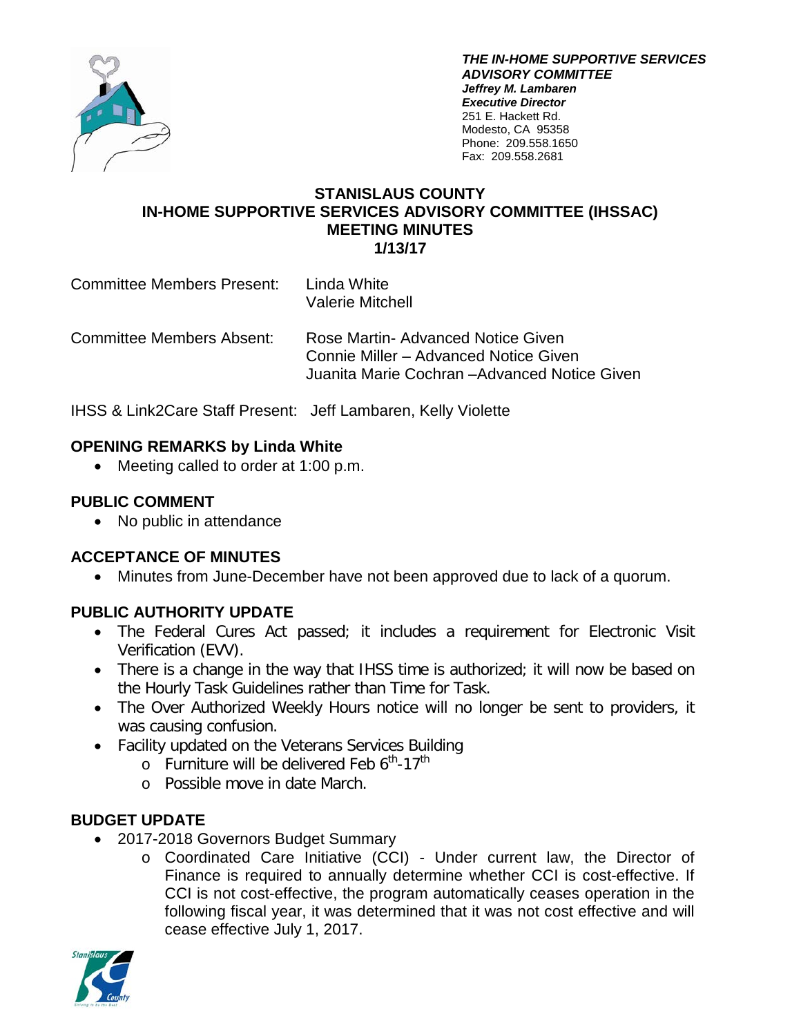***THE IN-HOME SUPPORTIVE SERVICES ADVISORY COMMITTEE***
***Jeffrey M. Lambaren***
***Executive Director***
251 E. Hackett Rd.
Modesto, CA 95358
Phone: 209.558.1650
Fax: 209.558.2681

# STANISLAUS COUNTY
# IN-HOME SUPPORTIVE SERVICES ADVISORY COMMITTEE (IHSSAC)
# MEETING MINUTES
# 1/13/17

Committee Members Present: Linda White
Valerie Mitchell

Committee Members Absent: Rose Martin- Advanced Notice Given
Connie Miller – Advanced Notice Given
Juanita Marie Cochran –Advanced Notice Given

IHSS & Link2Care Staff Present: Jeff Lambaren, Kelly Violette

## OPENING REMARKS by Linda White

- Meeting called to order at 1:00 p.m.

## PUBLIC COMMENT

- No public in attendance

## ACCEPTANCE OF MINUTES

- Minutes from June-December have not been approved due to lack of a quorum.

## PUBLIC AUTHORITY UPDATE

- The Federal Cures Act passed; it includes a requirement for Electronic Visit Verification (EVV).
- There is a change in the way that IHSS time is authorized; it will now be based on the Hourly Task Guidelines rather than Time for Task.
- The Over Authorized Weekly Hours notice will no longer be sent to providers, it was causing confusion.
- Facility updated on the Veterans Services Building
  - Furniture will be delivered Feb 6th-17th
  - Possible move in date March.

## BUDGET UPDATE

- 2017-2018 Governors Budget Summary
  - Coordinated Care Initiative (CCI) - Under current law, the Director of Finance is required to annually determine whether CCI is cost-effective. If CCI is not cost-effective, the program automatically ceases operation in the following fiscal year, it was determined that it was not cost effective and will cease effective July 1, 2017.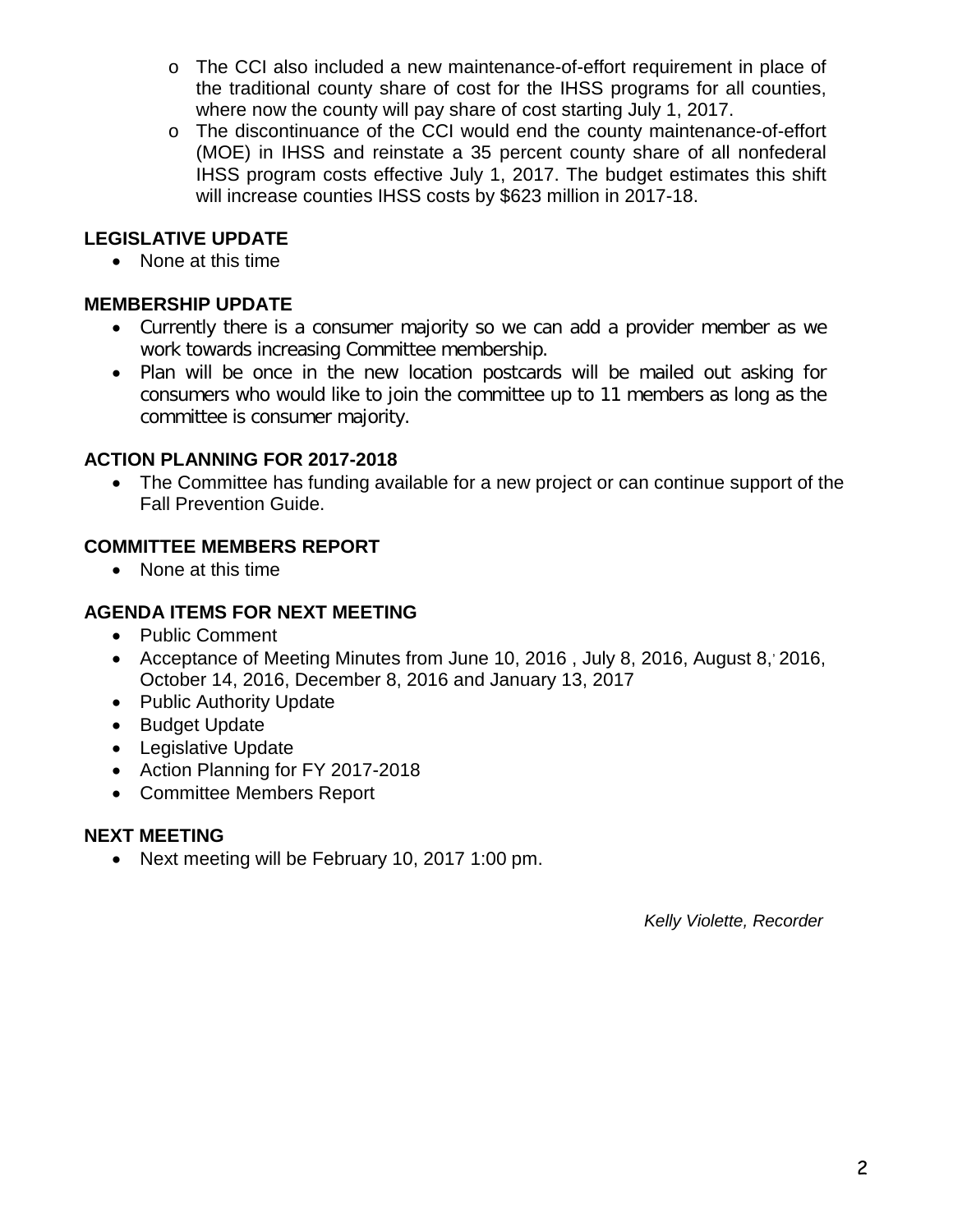- The CCI also included a new maintenance-of-effort requirement in place of the traditional county share of cost for the IHSS programs for all counties, where now the county will pay share of cost starting July 1, 2017.
- The discontinuance of the CCI would end the county maintenance-of-effort (MOE) in IHSS and reinstate a 35 percent county share of all nonfederal IHSS program costs effective July 1, 2017. The budget estimates this shift will increase counties IHSS costs by $623 million in 2017-18.

**LEGISLATIVE UPDATE**

- None at this time

**MEMBERSHIP UPDATE**

- Currently there is a consumer majority so we can add a provider member as we work towards increasing Committee membership.
- Plan will be once in the new location postcards will be mailed out asking for consumers who would like to join the committee up to 11 members as long as the committee is consumer majority.

**ACTION PLANNING FOR 2017-2018**

- The Committee has funding available for a new project or can continue support of the Fall Prevention Guide.

**COMMITTEE MEMBERS REPORT**

- None at this time

**AGENDA ITEMS FOR NEXT MEETING**

- Public Comment
- Acceptance of Meeting Minutes from June 10, 2016 , July 8, 2016, August 8, 2016, October 14, 2016, December 8, 2016 and January 13, 2017
- Public Authority Update
- Budget Update
- Legislative Update
- Action Planning for FY 2017-2018
- Committee Members Report

**NEXT MEETING**

- Next meeting will be February 10, 2017 1:00 pm.

*Kelly Violette, Recorder*